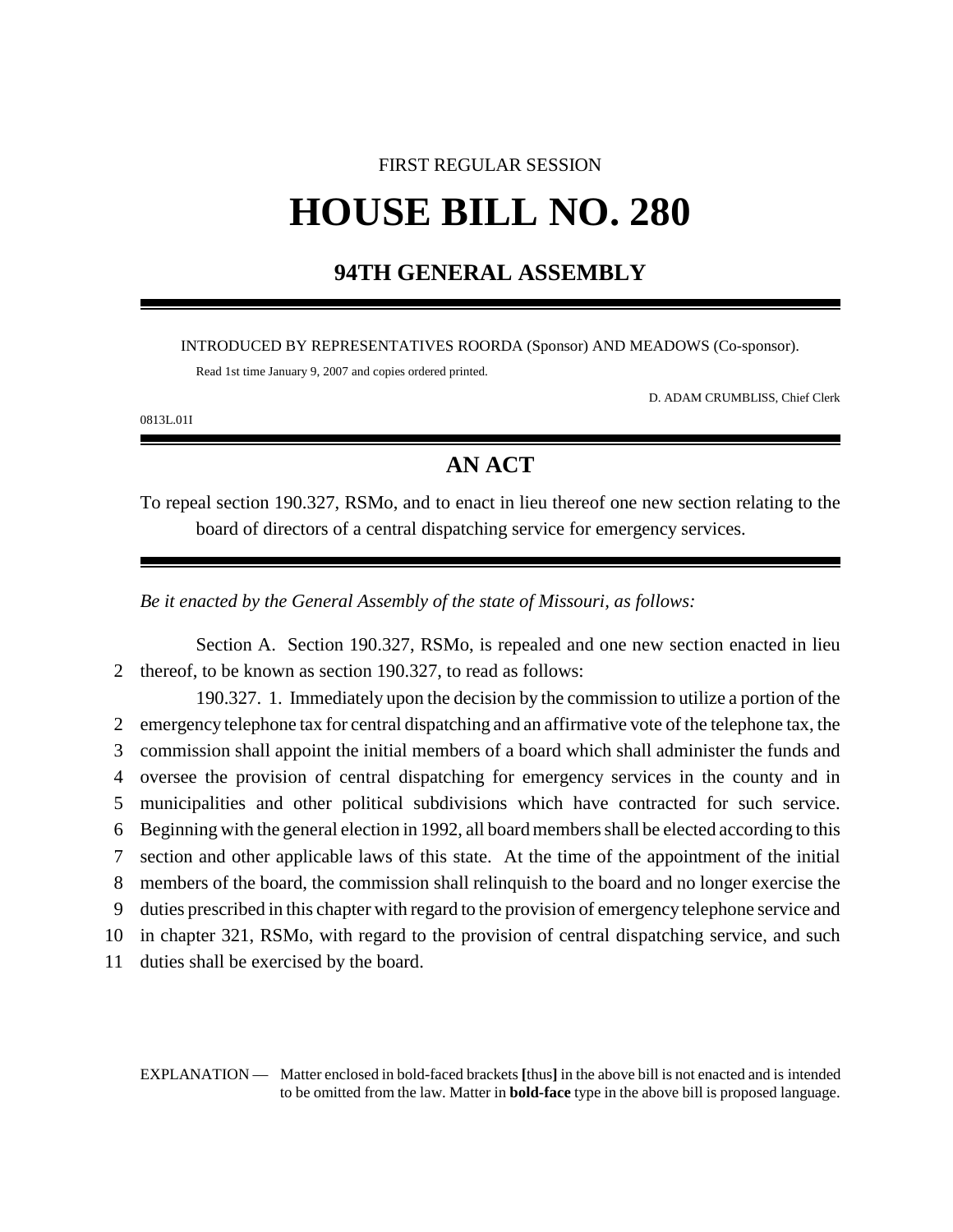FIRST REGULAR SESSION

# HOUSE BILL NO. 280

## 94TH GENERAL ASSEMBLY

INTRODUCED BY REPRESENTATIVES ROORDA (Sponsor) AND MEADOWS (Co-sponsor).

Read 1st time January 9, 2007 and copies ordered printed.

D. ADAM CRUMBLISS, Chief Clerk

0813L.01I

## AN ACT

To repeal section 190.327, RSMo, and to enact in lieu thereof one new section relating to the board of directors of a central dispatching service for emergency services.

*Be it enacted by the General Assembly of the state of Missouri, as follows:*

Section A. Section 190.327, RSMo, is repealed and one new section enacted in lieu thereof, to be known as section 190.327, to read as follows:

190.327. 1. Immediately upon the decision by the commission to utilize a portion of the emergency telephone tax for central dispatching and an affirmative vote of the telephone tax, the commission shall appoint the initial members of a board which shall administer the funds and oversee the provision of central dispatching for emergency services in the county and in municipalities and other political subdivisions which have contracted for such service. Beginning with the general election in 1992, all board members shall be elected according to this section and other applicable laws of this state. At the time of the appointment of the initial members of the board, the commission shall relinquish to the board and no longer exercise the duties prescribed in this chapter with regard to the provision of emergency telephone service and in chapter 321, RSMo, with regard to the provision of central dispatching service, and such duties shall be exercised by the board.

EXPLANATION — Matter enclosed in bold-faced brackets **[**thus**]** in the above bill is not enacted and is intended to be omitted from the law. Matter in **bold-face** type in the above bill is proposed language.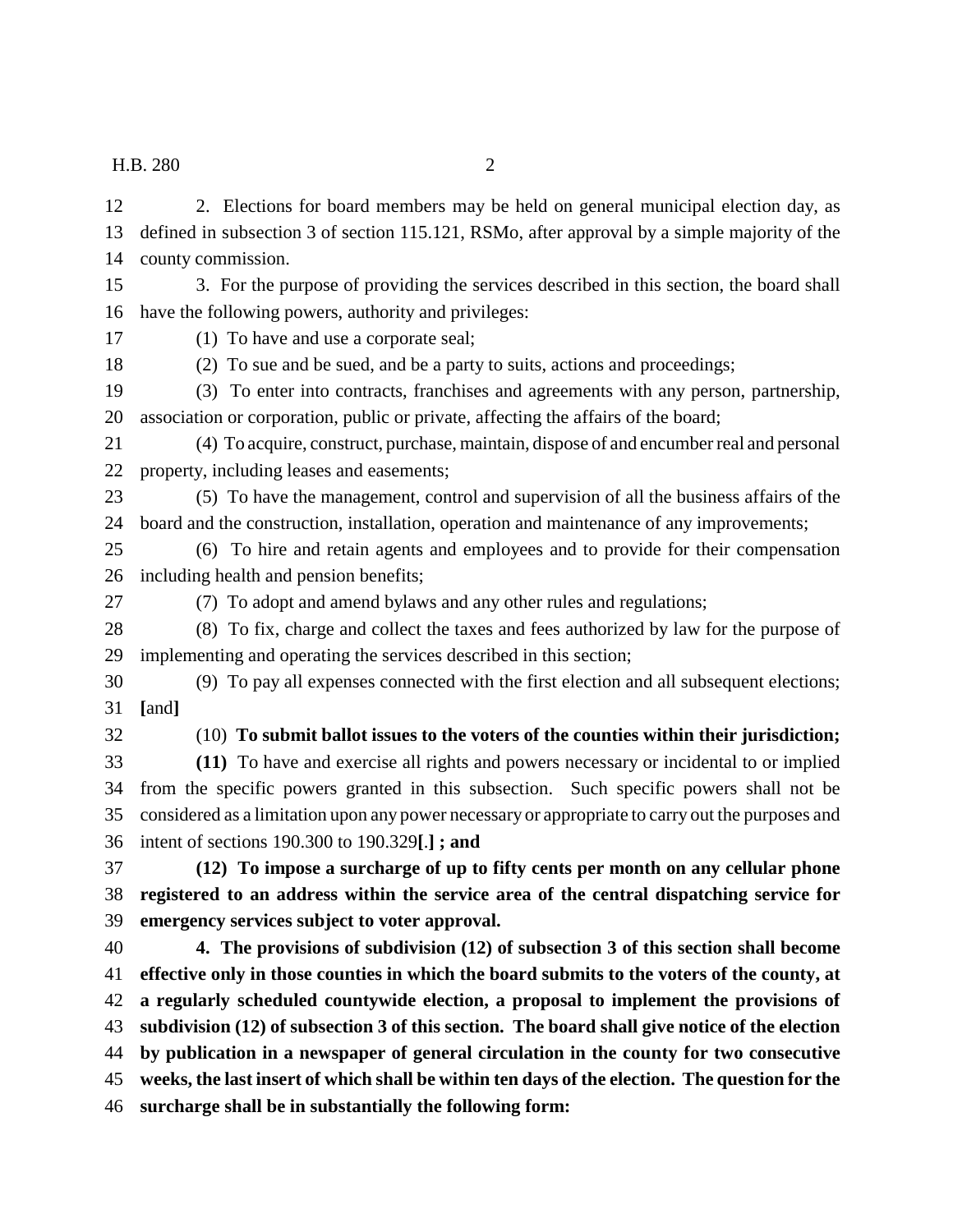2. Elections for board members may be held on general municipal election day, as defined in subsection 3 of section 115.121, RSMo, after approval by a simple majority of the county commission.

3. For the purpose of providing the services described in this section, the board shall have the following powers, authority and privileges:

(1) To have and use a corporate seal;

(2) To sue and be sued, and be a party to suits, actions and proceedings;

(3) To enter into contracts, franchises and agreements with any person, partnership, association or corporation, public or private, affecting the affairs of the board;

(4) To acquire, construct, purchase, maintain, dispose of and encumber real and personal property, including leases and easements;

(5) To have the management, control and supervision of all the business affairs of the board and the construction, installation, operation and maintenance of any improvements;

(6) To hire and retain agents and employees and to provide for their compensation including health and pension benefits;

(7) To adopt and amend bylaws and any other rules and regulations;

(8) To fix, charge and collect the taxes and fees authorized by law for the purpose of implementing and operating the services described in this section;

(9) To pay all expenses connected with the first election and all subsequent elections; **[**and**]**

(10) **To submit ballot issues to the voters of the counties within their jurisdiction;**

**(11)** To have and exercise all rights and powers necessary or incidental to or implied from the specific powers granted in this subsection. Such specific powers shall not be considered as a limitation upon any power necessary or appropriate to carry out the purposes and intent of sections 190.300 to 190.329**[**.**] ; and**

**(12) To impose a surcharge of up to fifty cents per month on any cellular phone registered to an address within the service area of the central dispatching service for emergency services subject to voter approval.**

**4. The provisions of subdivision (12) of subsection 3 of this section shall become effective only in those counties in which the board submits to the voters of the county, at a regularly scheduled countywide election, a proposal to implement the provisions of subdivision (12) of subsection 3 of this section. The board shall give notice of the election by publication in a newspaper of general circulation in the county for two consecutive weeks, the last insert of which shall be within ten days of the election. The question for the surcharge shall be in substantially the following form:**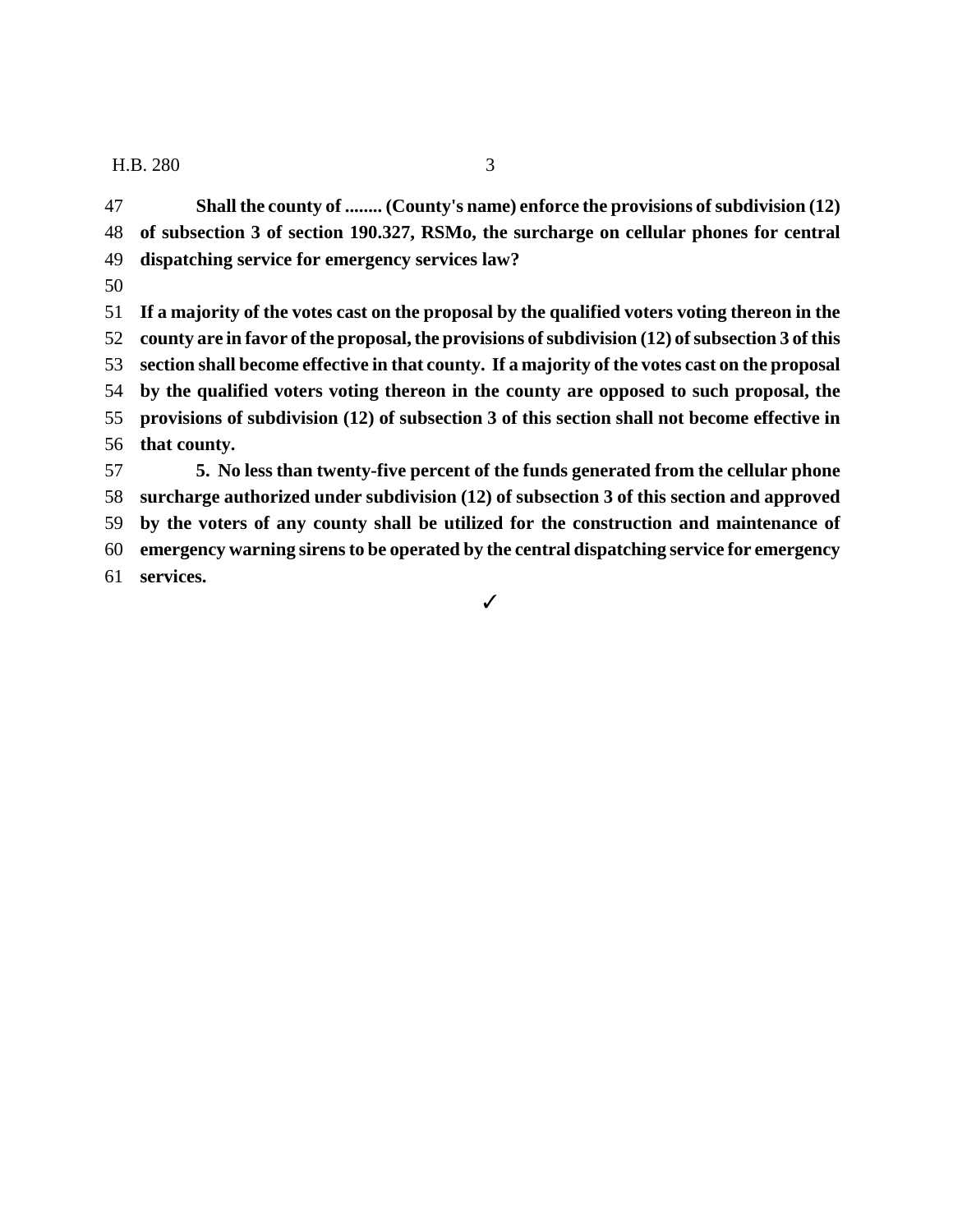**Shall the county of ........ (County's name) enforce the provisions of subdivision (12) of subsection 3 of section 190.327, RSMo, the surcharge on cellular phones for central dispatching service for emergency services law?**

**If a majority of the votes cast on the proposal by the qualified voters voting thereon in the county are in favor of the proposal, the provisions of subdivision (12) of subsection 3 of this section shall become effective in that county. If a majority of the votes cast on the proposal by the qualified voters voting thereon in the county are opposed to such proposal, the provisions of subdivision (12) of subsection 3 of this section shall not become effective in that county.**

**5. No less than twenty-five percent of the funds generated from the cellular phone surcharge authorized under subdivision (12) of subsection 3 of this section and approved by the voters of any county shall be utilized for the construction and maintenance of emergency warning sirens to be operated by the central dispatching service for emergency services.**

✓